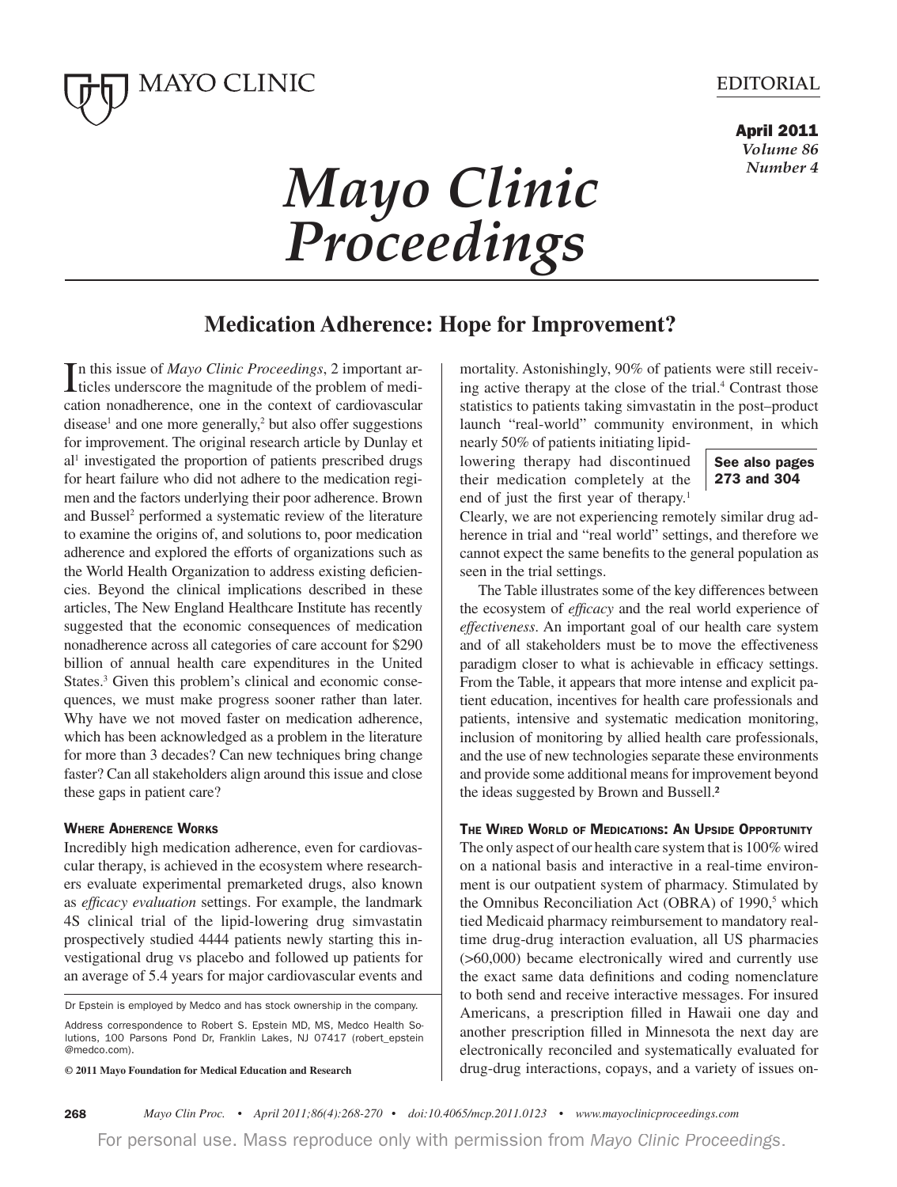EDITORIAL

# Medication Adherence: Hope for Improvement?

In this issue of *Mayo Clinic Proceedings*, 2 important articles underscore the magnitude of the problem of medication nonadherence, one in the context of cardiovascular disease[1] and one more generally,[2] but also offer suggestions for improvement. The original research article by Dunlay et al[1] investigated the proportion of patients prescribed drugs for heart failure who did not adhere to the medication regimen and the factors underlying their poor adherence. Brown and Bussel[2] performed a systematic review of the literature to examine the origins of, and solutions to, poor medication adherence and explored the efforts of organizations such as the World Health Organization to address existing deficiencies. Beyond the clinical implications described in these articles, The New England Healthcare Institute has recently suggested that the economic consequences of medication nonadherence across all categories of care account for $290 billion of annual health care expenditures in the United States.[3] Given this problem's clinical and economic consequences, we must make progress sooner rather than later. Why have we not moved faster on medication adherence, which has been acknowledged as a problem in the literature for more than 3 decades? Can new techniques bring change faster? Can all stakeholders align around this issue and close these gaps in patient care?

## Where Adherence Works

Incredibly high medication adherence, even for cardiovascular therapy, is achieved in the ecosystem where researchers evaluate experimental premarketed drugs, also known as *efficacy evaluation* settings. For example, the landmark 4S clinical trial of the lipid-lowering drug simvastatin prospectively studied 4444 patients newly starting this investigational drug vs placebo and followed up patients for an average of 5.4 years for major cardiovascular events and mortality. Astonishingly, 90% of patients were still receiving active therapy at the close of the trial.[4] Contrast those statistics to patients taking simvastatin in the post–product launch "real-world" community environment, in which nearly 50% of patients initiating lipid-lowering therapy had discontinued their medication completely at the end of just the first year of therapy.[1] Clearly, we are not experiencing remotely similar drug adherence in trial and "real world" settings, and therefore we cannot expect the same benefits to the general population as seen in the trial settings.

See also pages 273 and 304

The Table illustrates some of the key differences between the ecosystem of *efficacy* and the real world experience of *effectiveness*. An important goal of our health care system and of all stakeholders must be to move the effectiveness paradigm closer to what is achievable in efficacy settings. From the Table, it appears that more intense and explicit patient education, incentives for health care professionals and patients, intensive and systematic medication monitoring, inclusion of monitoring by allied health care professionals, and the use of new technologies separate these environments and provide some additional means for improvement beyond the ideas suggested by Brown and Bussell.[2]

## The Wired World of Medications: An Upside Opportunity

The only aspect of our health care system that is 100% wired on a national basis and interactive in a real-time environment is our outpatient system of pharmacy. Stimulated by the Omnibus Reconciliation Act (OBRA) of 1990,[5] which tied Medicaid pharmacy reimbursement to mandatory real-time drug-drug interaction evaluation, all US pharmacies (>60,000) became electronically wired and currently use the exact same data definitions and coding nomenclature to both send and receive interactive messages. For insured Americans, a prescription filled in Hawaii one day and another prescription filled in Minnesota the next day are electronically reconciled and systematically evaluated for drug-drug interactions, copays, and a variety of issues on-

Dr Epstein is employed by Medco and has stock ownership in the company.

Address correspondence to Robert S. Epstein MD, MS, Medco Health Solutions, 100 Parsons Pond Dr, Franklin Lakes, NJ 07417 (robert_epstein@medco.com).

© 2011 Mayo Foundation for Medical Education and Research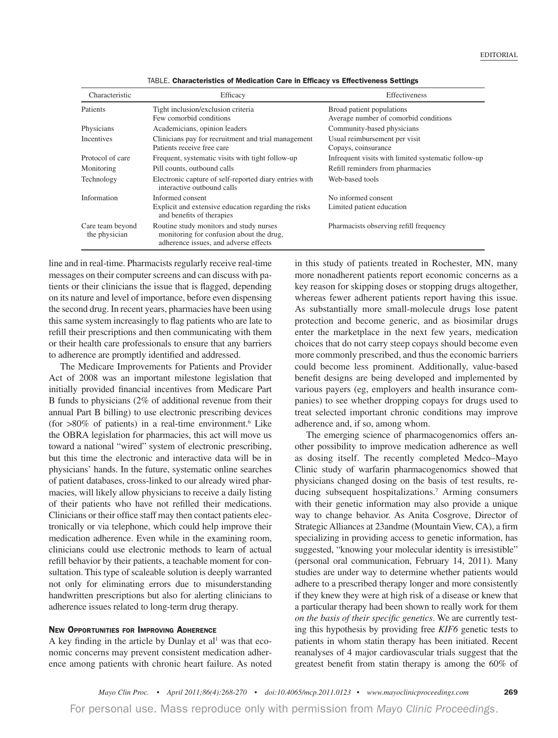TABLE. **Characteristics of Medication Care in Efficacy vs Effectiveness Settings**

| Characteristic | Efficacy | Effectiveness |
|---|---|---|
| Patients | Tight inclusion/exclusion criteria<br>Few comorbid conditions | Broad patient populations<br>Average number of comorbid conditions |
| Physicians | Academicians, opinion leaders | Community-based physicians |
| Incentives | Clinicians pay for recruitment and trial management<br>Patients receive free care | Usual reimbursement per visit<br>Copays, coinsurance |
| Protocol of care | Frequent, systematic visits with tight follow-up | Infrequent visits with limited systematic follow-up |
| Monitoring | Pill counts, outbound calls | Refill reminders from pharmacies |
| Technology | Electronic capture of self-reported diary entries with interactive outbound calls | Web-based tools |
| Information | Informed consent<br>Explicit and extensive education regarding the risks and benefits of therapies | No informed consent<br>Limited patient education |
| Care team beyond the physician | Routine study monitors and study nurses monitoring for confusion about the drug, adherence issues, and adverse effects | Pharmacists observing refill frequency |

line and in real-time. Pharmacists regularly receive real-time messages on their computer screens and can discuss with patients or their clinicians the issue that is flagged, depending on its nature and level of importance, before even dispensing the second drug. In recent years, pharmacies have been using this same system increasingly to flag patients who are late to refill their prescriptions and then communicating with them or their health care professionals to ensure that any barriers to adherence are promptly identified and addressed.

The Medicare Improvements for Patients and Provider Act of 2008 was an important milestone legislation that initially provided financial incentives from Medicare Part B funds to physicians (2% of additional revenue from their annual Part B billing) to use electronic prescribing devices (for >80% of patients) in a real-time environment.[6] Like the OBRA legislation for pharmacies, this act will move us toward a national "wired" system of electronic prescribing, but this time the electronic and interactive data will be in physicians' hands. In the future, systematic online searches of patient databases, cross-linked to our already wired pharmacies, will likely allow physicians to receive a daily listing of their patients who have not refilled their medications. Clinicians or their office staff may then contact patients electronically or via telephone, which could help improve their medication adherence. Even while in the examining room, clinicians could use electronic methods to learn of actual refill behavior by their patients, a teachable moment for consultation. This type of scaleable solution is deeply warranted not only for eliminating errors due to misunderstanding handwritten prescriptions but also for alerting clinicians to adherence issues related to long-term drug therapy.

### New Opportunities for Improving Adherence

A key finding in the article by Dunlay et al[1] was that economic concerns may prevent consistent medication adherence among patients with chronic heart failure. As noted in this study of patients treated in Rochester, MN, many more nonadherent patients report economic concerns as a key reason for skipping doses or stopping drugs altogether, whereas fewer adherent patients report having this issue. As substantially more small-molecule drugs lose patent protection and become generic, and as biosimilar drugs enter the marketplace in the next few years, medication choices that do not carry steep copays should become even more commonly prescribed, and thus the economic barriers could become less prominent. Additionally, value-based benefit designs are being developed and implemented by various payers (eg, employers and health insurance companies) to see whether dropping copays for drugs used to treat selected important chronic conditions may improve adherence and, if so, among whom.

The emerging science of pharmacogenomics offers another possibility to improve medication adherence as well as dosing itself. The recently completed Medco–Mayo Clinic study of warfarin pharmacogenomics showed that physicians changed dosing on the basis of test results, reducing subsequent hospitalizations.[7] Arming consumers with their genetic information may also provide a unique way to change behavior. As Anita Cosgrove, Director of Strategic Alliances at 23andme (Mountain View, CA), a firm specializing in providing access to genetic information, has suggested, "knowing your molecular identity is irresistible" (personal oral communication, February 14, 2011). Many studies are under way to determine whether patients would adhere to a prescribed therapy longer and more consistently if they knew they were at high risk of a disease or knew that a particular therapy had been shown to really work for them *on the basis of their specific genetics*. We are currently testing this hypothesis by providing free *KIF6* genetic tests to patients in whom statin therapy has been initiated. Recent reanalyses of 4 major cardiovascular trials suggest that the greatest benefit from statin therapy is among the 60% of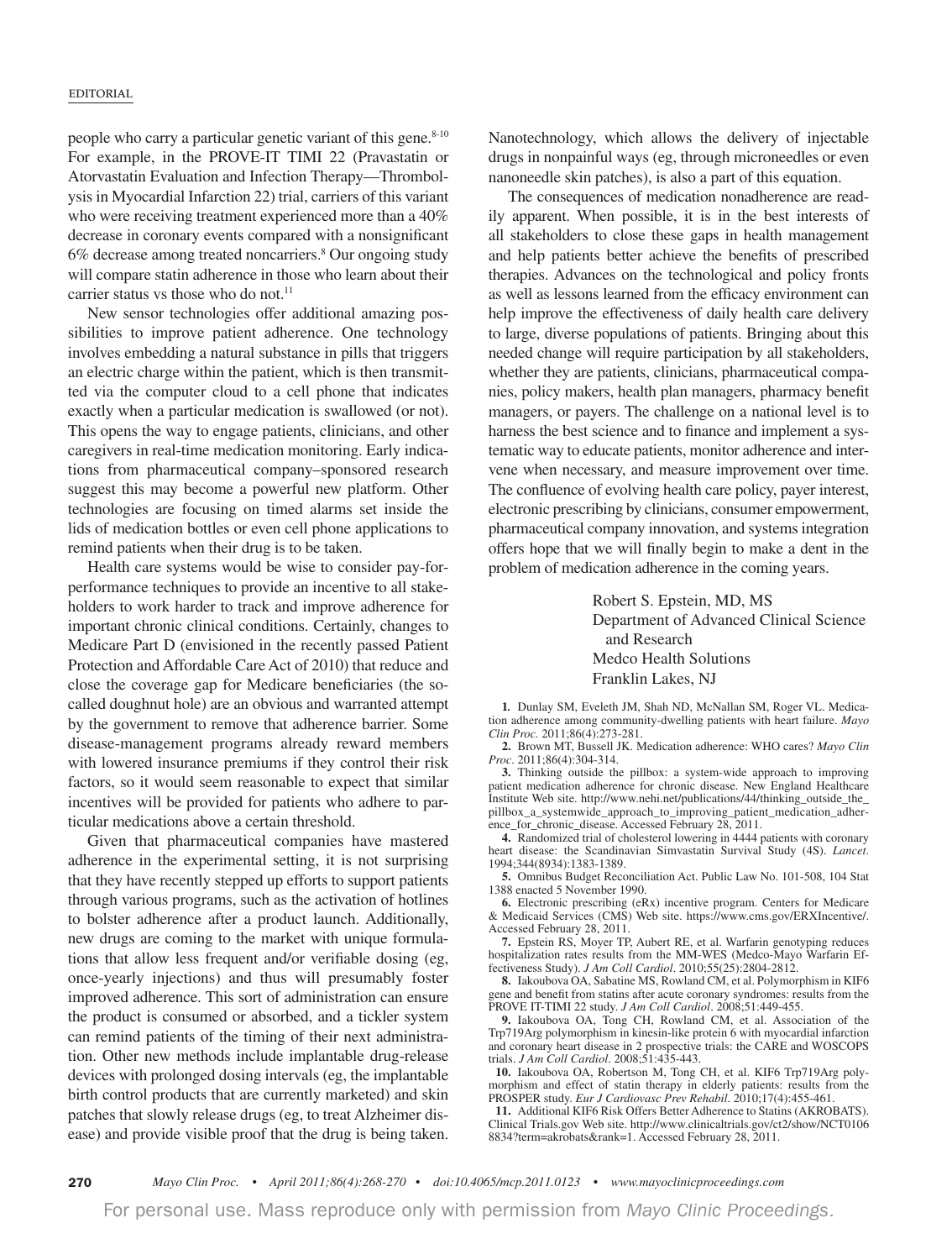people who carry a particular genetic variant of this gene.[8-10] For example, in the PROVE-IT TIMI 22 (Pravastatin or Atorvastatin Evaluation and Infection Therapy—Thrombolysis in Myocardial Infarction 22) trial, carriers of this variant who were receiving treatment experienced more than a 40% decrease in coronary events compared with a nonsignificant 6% decrease among treated noncarriers.[8] Our ongoing study will compare statin adherence in those who learn about their carrier status vs those who do not.[11]

New sensor technologies offer additional amazing possibilities to improve patient adherence. One technology involves embedding a natural substance in pills that triggers an electric charge within the patient, which is then transmitted via the computer cloud to a cell phone that indicates exactly when a particular medication is swallowed (or not). This opens the way to engage patients, clinicians, and other caregivers in real-time medication monitoring. Early indications from pharmaceutical company–sponsored research suggest this may become a powerful new platform. Other technologies are focusing on timed alarms set inside the lids of medication bottles or even cell phone applications to remind patients when their drug is to be taken.

Health care systems would be wise to consider pay-for-performance techniques to provide an incentive to all stakeholders to work harder to track and improve adherence for important chronic clinical conditions. Certainly, changes to Medicare Part D (envisioned in the recently passed Patient Protection and Affordable Care Act of 2010) that reduce and close the coverage gap for Medicare beneficiaries (the so-called doughnut hole) are an obvious and warranted attempt by the government to remove that adherence barrier. Some disease-management programs already reward members with lowered insurance premiums if they control their risk factors, so it would seem reasonable to expect that similar incentives will be provided for patients who adhere to particular medications above a certain threshold.

Given that pharmaceutical companies have mastered adherence in the experimental setting, it is not surprising that they have recently stepped up efforts to support patients through various programs, such as the activation of hotlines to bolster adherence after a product launch. Additionally, new drugs are coming to the market with unique formulations that allow less frequent and/or verifiable dosing (eg, once-yearly injections) and thus will presumably foster improved adherence. This sort of administration can ensure the product is consumed or absorbed, and a tickler system can remind patients of the timing of their next administration. Other new methods include implantable drug-release devices with prolonged dosing intervals (eg, the implantable birth control products that are currently marketed) and skin patches that slowly release drugs (eg, to treat Alzheimer disease) and provide visible proof that the drug is being taken. Nanotechnology, which allows the delivery of injectable drugs in nonpainful ways (eg, through microneedles or even nanoneedle skin patches), is also a part of this equation.

The consequences of medication nonadherence are readily apparent. When possible, it is in the best interests of all stakeholders to close these gaps in health management and help patients better achieve the benefits of prescribed therapies. Advances on the technological and policy fronts as well as lessons learned from the efficacy environment can help improve the effectiveness of daily health care delivery to large, diverse populations of patients. Bringing about this needed change will require participation by all stakeholders, whether they are patients, clinicians, pharmaceutical companies, policy makers, health plan managers, pharmacy benefit managers, or payers. The challenge on a national level is to harness the best science and to finance and implement a systematic way to educate patients, monitor adherence and intervene when necessary, and measure improvement over time. The confluence of evolving health care policy, payer interest, electronic prescribing by clinicians, consumer empowerment, pharmaceutical company innovation, and systems integration offers hope that we will finally begin to make a dent in the problem of medication adherence in the coming years.

Robert S. Epstein, MD, MS
Department of Advanced Clinical Science and Research
Medco Health Solutions
Franklin Lakes, NJ

1. Dunlay SM, Eveleth JM, Shah ND, McNallan SM, Roger VL. Medication adherence among community-dwelling patients with heart failure. *Mayo Clin Proc*. 2011;86(4):273-281.

2. Brown MT, Bussell JK. Medication adherence: WHO cares? *Mayo Clin Proc*. 2011;86(4):304-314.

3. Thinking outside the pillbox: a system-wide approach to improving patient medication adherence for chronic disease. New England Healthcare Institute Web site. http://www.nehi.net/publications/44/thinking_outside_the_pillbox_a_systemwide_approach_to_improving_patient_medication_adherence_for_chronic_disease. Accessed February 28, 2011.

4. Randomized trial of cholesterol lowering in 4444 patients with coronary heart disease: the Scandinavian Simvastatin Survival Study (4S). *Lancet*. 1994;344(8934):1383-1389.

5. Omnibus Budget Reconciliation Act. Public Law No. 101-508, 104 Stat 1388 enacted 5 November 1990.

6. Electronic prescribing (eRx) incentive program. Centers for Medicare & Medicaid Services (CMS) Web site. https://www.cms.gov/ERXIncentive/. Accessed February 28, 2011.

7. Epstein RS, Moyer TP, Aubert RE, et al. Warfarin genotyping reduces hospitalization rates results from the MM-WES (Medco-Mayo Warfarin Effectiveness Study). *J Am Coll Cardiol*. 2010;55(25):2804-2812.

8. Iakoubova OA, Sabatine MS, Rowland CM, et al. Polymorphism in KIF6 gene and benefit from statins after acute coronary syndromes: results from the PROVE IT-TIMI 22 study. *J Am Coll Cardiol*. 2008;51:449-455.

9. Iakoubova OA, Tong CH, Rowland CM, et al. Association of the Trp719Arg polymorphism in kinesin-like protein 6 with myocardial infarction and coronary heart disease in 2 prospective trials: the CARE and WOSCOPS trials. *J Am Coll Cardiol*. 2008;51:435-443.

10. Iakoubova OA, Robertson M, Tong CH, et al. KIF6 Trp719Arg polymorphism and effect of statin therapy in elderly patients: results from the PROSPER study. *Eur J Cardiovasc Prev Rehabil*. 2010;17(4):455-461.

11. Additional KIF6 Risk Offers Better Adherence to Statins (AKROBATS). Clinical Trials.gov Web site. http://www.clinicaltrials.gov/ct2/show/NCT01068834?term=akrobats&rank=1. Accessed February 28, 2011.

For personal use. Mass reproduce only with permission from *Mayo Clinic Proceedings*.